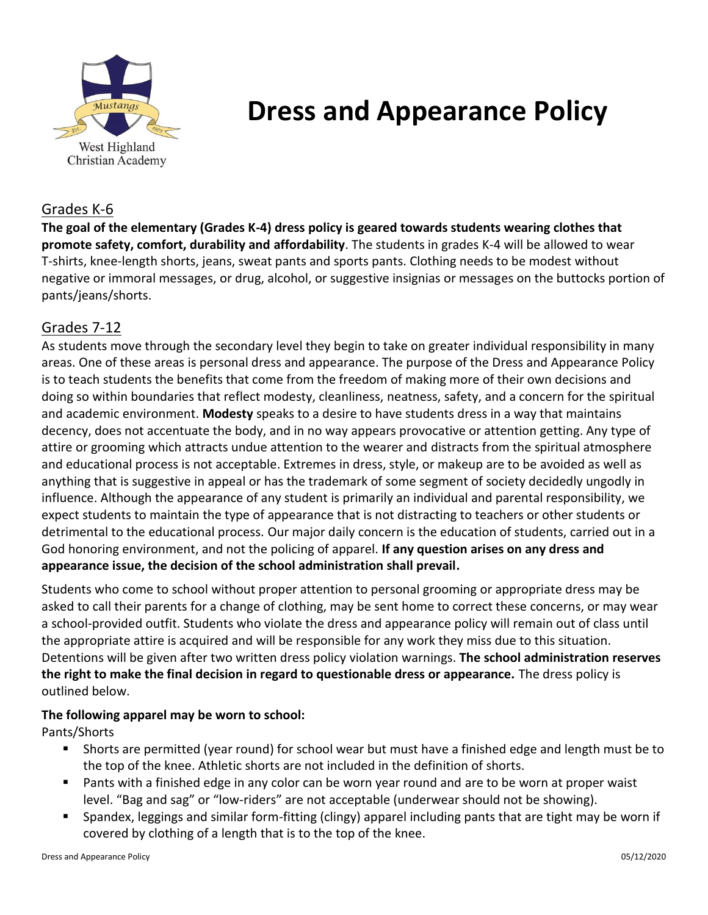West Highland Christian Academy

# Dress and Appearance Policy

## Grades K-6

**The goal of the elementary (Grades K-4) dress policy is geared towards students wearing clothes that promote safety, comfort, durability and affordability**. The students in grades K-4 will be allowed to wear T-shirts, knee-length shorts, jeans, sweat pants and sports pants. Clothing needs to be modest without negative or immoral messages, or drug, alcohol, or suggestive insignias or messages on the buttocks portion of pants/jeans/shorts.

## Grades 7-12

As students move through the secondary level they begin to take on greater individual responsibility in many areas. One of these areas is personal dress and appearance. The purpose of the Dress and Appearance Policy is to teach students the benefits that come from the freedom of making more of their own decisions and doing so within boundaries that reflect modesty, cleanliness, neatness, safety, and a concern for the spiritual and academic environment. **Modesty** speaks to a desire to have students dress in a way that maintains decency, does not accentuate the body, and in no way appears provocative or attention getting. Any type of attire or grooming which attracts undue attention to the wearer and distracts from the spiritual atmosphere and educational process is not acceptable. Extremes in dress, style, or makeup are to be avoided as well as anything that is suggestive in appeal or has the trademark of some segment of society decidedly ungodly in influence. Although the appearance of any student is primarily an individual and parental responsibility, we expect students to maintain the type of appearance that is not distracting to teachers or other students or detrimental to the educational process. Our major daily concern is the education of students, carried out in a God honoring environment, and not the policing of apparel. **If any question arises on any dress and appearance issue, the decision of the school administration shall prevail.**

Students who come to school without proper attention to personal grooming or appropriate dress may be asked to call their parents for a change of clothing, may be sent home to correct these concerns, or may wear a school-provided outfit. Students who violate the dress and appearance policy will remain out of class until the appropriate attire is acquired and will be responsible for any work they miss due to this situation. Detentions will be given after two written dress policy violation warnings. **The school administration reserves the right to make the final decision in regard to questionable dress or appearance.** The dress policy is outlined below.

**The following apparel may be worn to school:**

Pants/Shorts

- Shorts are permitted (year round) for school wear but must have a finished edge and length must be to the top of the knee. Athletic shorts are not included in the definition of shorts.
- Pants with a finished edge in any color can be worn year round and are to be worn at proper waist level. "Bag and sag" or "low-riders" are not acceptable (underwear should not be showing).
- Spandex, leggings and similar form-fitting (clingy) apparel including pants that are tight may be worn if covered by clothing of a length that is to the top of the knee.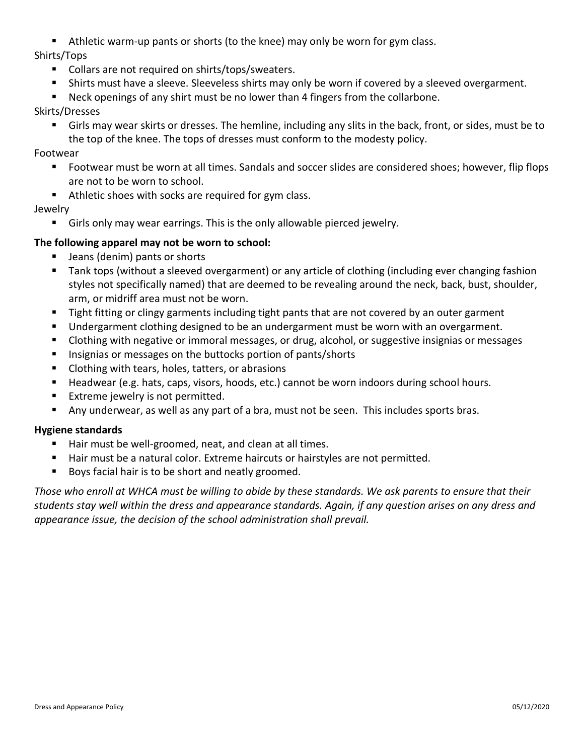- Athletic warm-up pants or shorts (to the knee) may only be worn for gym class.

Shirts/Tops

- Collars are not required on shirts/tops/sweaters.
- Shirts must have a sleeve. Sleeveless shirts may only be worn if covered by a sleeved overgarment.
- Neck openings of any shirt must be no lower than 4 fingers from the collarbone.

Skirts/Dresses

- Girls may wear skirts or dresses. The hemline, including any slits in the back, front, or sides, must be to the top of the knee. The tops of dresses must conform to the modesty policy.

Footwear

- Footwear must be worn at all times. Sandals and soccer slides are considered shoes; however, flip flops are not to be worn to school.
- Athletic shoes with socks are required for gym class.

Jewelry

- Girls only may wear earrings. This is the only allowable pierced jewelry.

**The following apparel may not be worn to school:**

- Jeans (denim) pants or shorts
- Tank tops (without a sleeved overgarment) or any article of clothing (including ever changing fashion styles not specifically named) that are deemed to be revealing around the neck, back, bust, shoulder, arm, or midriff area must not be worn.
- Tight fitting or clingy garments including tight pants that are not covered by an outer garment
- Undergarment clothing designed to be an undergarment must be worn with an overgarment.
- Clothing with negative or immoral messages, or drug, alcohol, or suggestive insignias or messages
- Insignias or messages on the buttocks portion of pants/shorts
- Clothing with tears, holes, tatters, or abrasions
- Headwear (e.g. hats, caps, visors, hoods, etc.) cannot be worn indoors during school hours.
- Extreme jewelry is not permitted.
- Any underwear, as well as any part of a bra, must not be seen. This includes sports bras.

**Hygiene standards**

- Hair must be well-groomed, neat, and clean at all times.
- Hair must be a natural color. Extreme haircuts or hairstyles are not permitted.
- Boys facial hair is to be short and neatly groomed.

*Those who enroll at WHCA must be willing to abide by these standards. We ask parents to ensure that their students stay well within the dress and appearance standards. Again, if any question arises on any dress and appearance issue, the decision of the school administration shall prevail.*